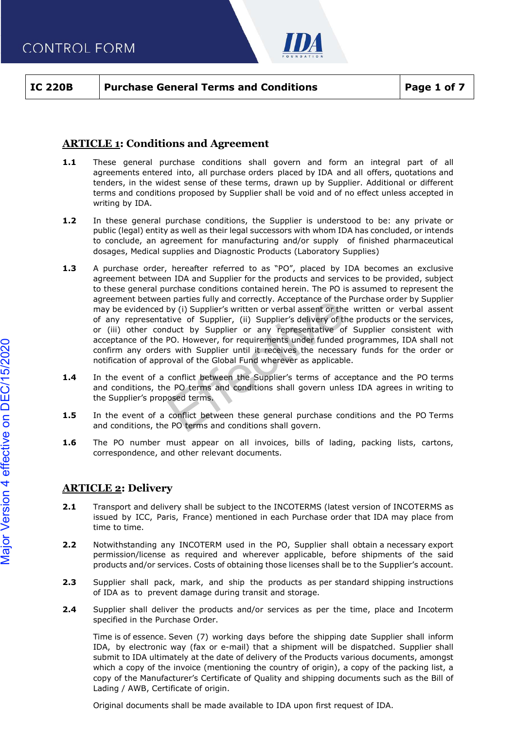CONTROL FORM

| IC 220B | Purchase General Terms and Conditions |
|---|---|

## ARTICLE 1: Conditions and Agreement

**1.1** These general purchase conditions shall govern and form an integral part of all agreements entered into, all purchase orders placed by IDA and all offers, quotations and tenders, in the widest sense of these terms, drawn up by Supplier. Additional or different terms and conditions proposed by Supplier shall be void and of no effect unless accepted in writing by IDA.

**1.2** In these general purchase conditions, the Supplier is understood to be: any private or public (legal) entity as well as their legal successors with whom IDA has concluded, or intends to conclude, an agreement for manufacturing and/or supply of finished pharmaceutical dosages, Medical supplies and Diagnostic Products (Laboratory Supplies)

**1.3** A purchase order, hereafter referred to as "PO", placed by IDA becomes an exclusive agreement between IDA and Supplier for the products and services to be provided, subject to these general purchase conditions contained herein. The PO is assumed to represent the agreement between parties fully and correctly. Acceptance of the Purchase order by Supplier may be evidenced by (i) Supplier's written or verbal assent or the written or verbal assent of any representative of Supplier, (ii) Supplier's delivery of the products or the services, or (iii) other conduct by Supplier or any representative of Supplier consistent with acceptance of the PO. However, for requirements under funded programmes, IDA shall not confirm any orders with Supplier until it receives the necessary funds for the order or notification of approval of the Global Fund wherever as applicable.

**1.4** In the event of a conflict between the Supplier's terms of acceptance and the PO terms and conditions, the PO terms and conditions shall govern unless IDA agrees in writing to the Supplier's proposed terms.

**1.5** In the event of a conflict between these general purchase conditions and the PO Terms and Conditions, the PO terms and conditions shall govern.

**1.6** The PO number must appear on all invoices, bills of lading, packing lists, cartons, correspondence, and other relevant documents.

## ARTICLE 2: Delivery

**2.1** Transport and delivery shall be subject to the INCOTERMS (latest version of INCOTERMS as issued by ICC, Paris, France) mentioned in each Purchase order that IDA may place from time to time.

**2.2** Notwithstanding any INCOTERM used in the PO, Supplier shall obtain a necessary export permission/license as required and wherever applicable, before shipments of the said products and/or services. Costs of obtaining those licenses shall be to the Supplier's account.

**2.3** Supplier shall pack, mark, and ship the products as per standard shipping instructions of IDA as to prevent damage during transit and storage.

**2.4** Supplier shall deliver the products and/or services as per the time, place and Incoterm specified in the Purchase Order.

Time is of essence. Seven (7) working days before the shipping date Supplier shall inform IDA, by electronic way (fax or e-mail) that a shipment will be dispatched. Supplier shall submit to IDA ultimately at the date of delivery of the Products various documents, amongst which a copy of the invoice (mentioning the country of origin), a copy of the packing list, a copy of the Manufacturer's Certificate of Quality and shipping documents such as the Bill of Lading / AWB, Certificate of origin.

Original documents shall be made available to IDA upon first request of IDA.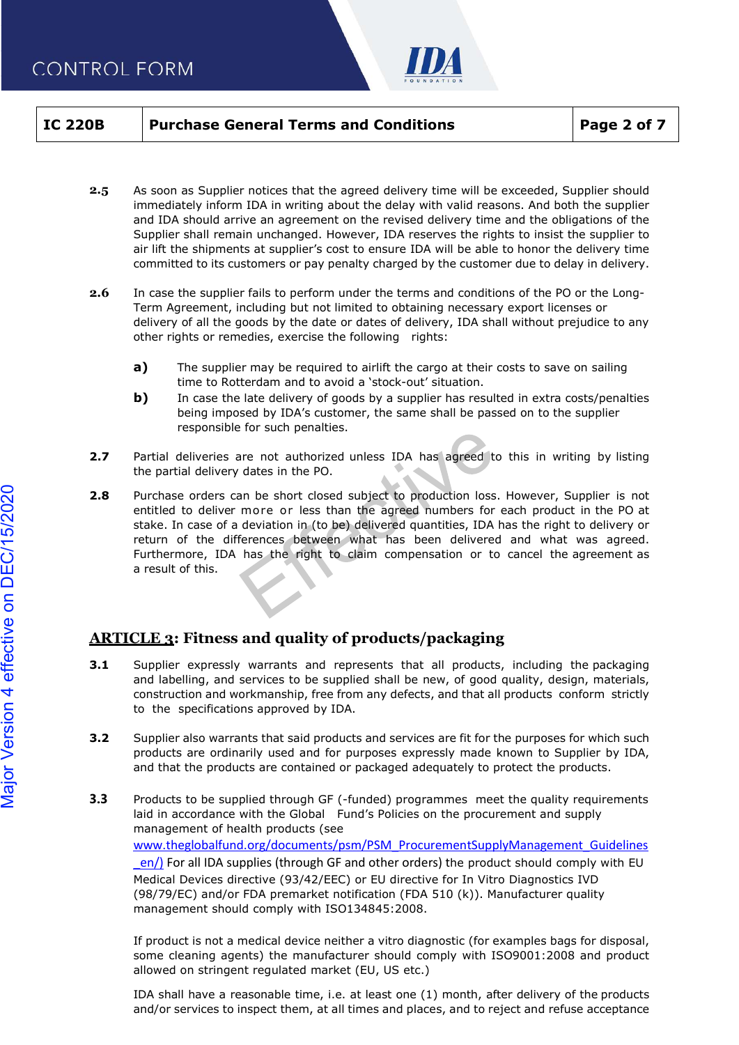**2.5** As soon as Supplier notices that the agreed delivery time will be exceeded, Supplier should immediately inform IDA in writing about the delay with valid reasons. And both the supplier and IDA should arrive an agreement on the revised delivery time and the obligations of the Supplier shall remain unchanged. However, IDA reserves the rights to insist the supplier to air lift the shipments at supplier's cost to ensure IDA will be able to honor the delivery time committed to its customers or pay penalty charged by the customer due to delay in delivery.

**2.6** In case the supplier fails to perform under the terms and conditions of the PO or the Long-Term Agreement, including but not limited to obtaining necessary export licenses or delivery of all the goods by the date or dates of delivery, IDA shall without prejudice to any other rights or remedies, exercise the following rights:

**a)** The supplier may be required to airlift the cargo at their costs to save on sailing time to Rotterdam and to avoid a 'stock-out' situation.

**b)** In case the late delivery of goods by a supplier has resulted in extra costs/penalties being imposed by IDA's customer, the same shall be passed on to the supplier responsible for such penalties.

**2.7** Partial deliveries are not authorized unless IDA has agreed to this in writing by listing the partial delivery dates in the PO.

**2.8** Purchase orders can be short closed subject to production loss. However, Supplier is not entitled to deliver more or less than the agreed numbers for each product in the PO at stake. In case of a deviation in (to be) delivered quantities, IDA has the right to delivery or return of the differences between what has been delivered and what was agreed. Furthermore, IDA has the right to claim compensation or to cancel the agreement as a result of this.

## ARTICLE 3: Fitness and quality of products/packaging

**3.1** Supplier expressly warrants and represents that all products, including the packaging and labelling, and services to be supplied shall be new, of good quality, design, materials, construction and workmanship, free from any defects, and that all products conform strictly to the specifications approved by IDA.

**3.2** Supplier also warrants that said products and services are fit for the purposes for which such products are ordinarily used and for purposes expressly made known to Supplier by IDA, and that the products are contained or packaged adequately to protect the products.

**3.3** Products to be supplied through GF (-funded) programmes meet the quality requirements laid in accordance with the Global Fund's Policies on the procurement and supply management of health products (see www.theglobalfund.org/documents/psm/PSM_ProcurementSupplyManagement_Guidelines_en/) For all IDA supplies (through GF and other orders) the product should comply with EU Medical Devices directive (93/42/EEC) or EU directive for In Vitro Diagnostics IVD (98/79/EC) and/or FDA premarket notification (FDA 510 (k)). Manufacturer quality management should comply with ISO134845:2008.

If product is not a medical device neither a vitro diagnostic (for examples bags for disposal, some cleaning agents) the manufacturer should comply with ISO9001:2008 and product allowed on stringent regulated market (EU, US etc.)

IDA shall have a reasonable time, i.e. at least one (1) month, after delivery of the products and/or services to inspect them, at all times and places, and to reject and refuse acceptance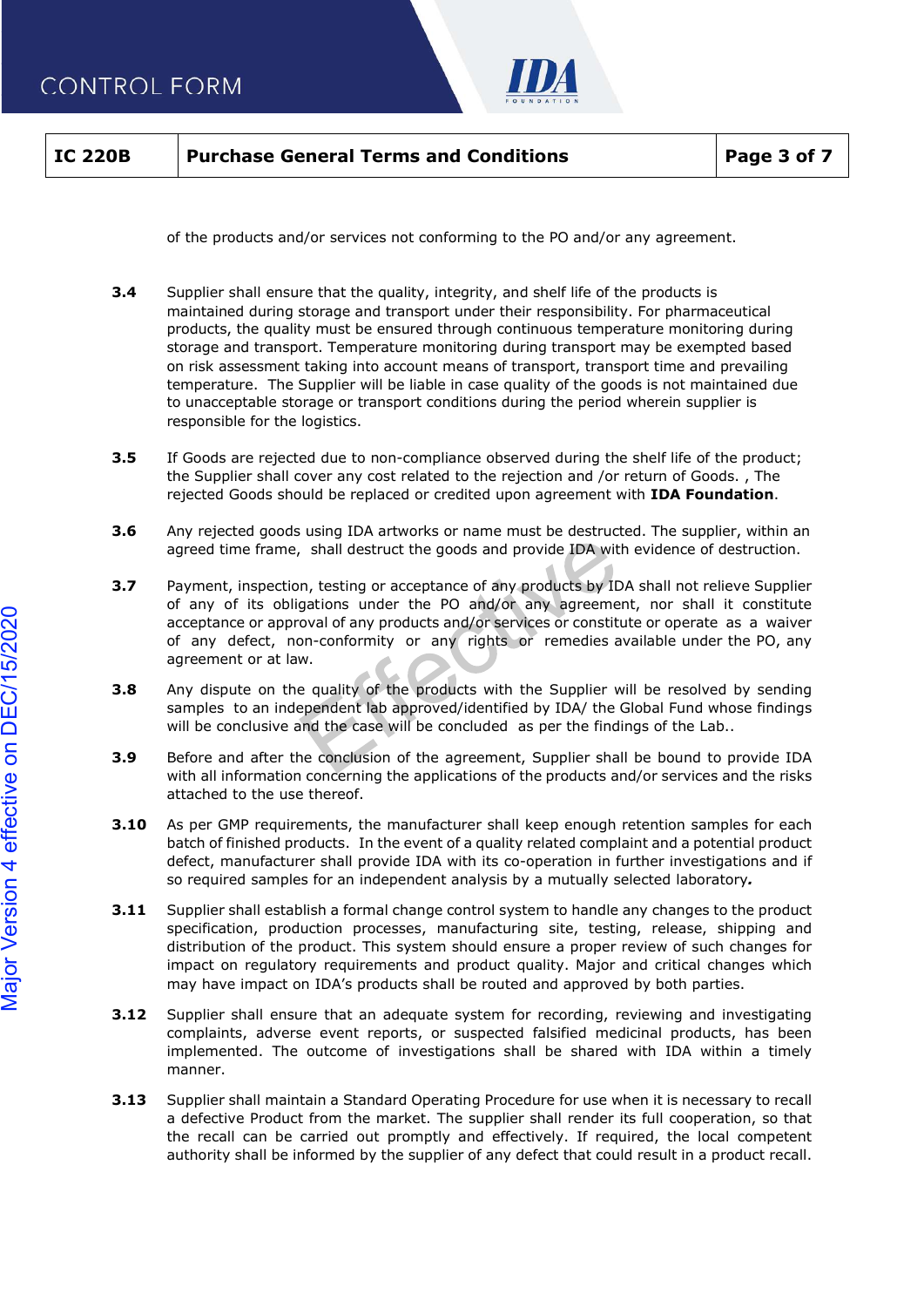of the products and/or services not conforming to the PO and/or any agreement.

**3.4** Supplier shall ensure that the quality, integrity, and shelf life of the products is maintained during storage and transport under their responsibility. For pharmaceutical products, the quality must be ensured through continuous temperature monitoring during storage and transport. Temperature monitoring during transport may be exempted based on risk assessment taking into account means of transport, transport time and prevailing temperature. The Supplier will be liable in case quality of the goods is not maintained due to unacceptable storage or transport conditions during the period wherein supplier is responsible for the logistics.

**3.5** If Goods are rejected due to non-compliance observed during the shelf life of the product; the Supplier shall cover any cost related to the rejection and /or return of Goods. , The rejected Goods should be replaced or credited upon agreement with **IDA Foundation**.

**3.6** Any rejected goods using IDA artworks or name must be destructed. The supplier, within an agreed time frame, shall destruct the goods and provide IDA with evidence of destruction.

**3.7** Payment, inspection, testing or acceptance of any products by IDA shall not relieve Supplier of any of its obligations under the PO and/or any agreement, nor shall it constitute acceptance or approval of any products and/or services or constitute or operate as a waiver of any defect, non-conformity or any rights or remedies available under the PO, any agreement or at law.

**3.8** Any dispute on the quality of the products with the Supplier will be resolved by sending samples to an independent lab approved/identified by IDA/ the Global Fund whose findings will be conclusive and the case will be concluded as per the findings of the Lab..

**3.9** Before and after the conclusion of the agreement, Supplier shall be bound to provide IDA with all information concerning the applications of the products and/or services and the risks attached to the use thereof.

**3.10** As per GMP requirements, the manufacturer shall keep enough retention samples for each batch of finished products. In the event of a quality related complaint and a potential product defect, manufacturer shall provide IDA with its co-operation in further investigations and if so required samples for an independent analysis by a mutually selected laboratory*.*

**3.11** Supplier shall establish a formal change control system to handle any changes to the product specification, production processes, manufacturing site, testing, release, shipping and distribution of the product. This system should ensure a proper review of such changes for impact on regulatory requirements and product quality. Major and critical changes which may have impact on IDA's products shall be routed and approved by both parties.

**3.12** Supplier shall ensure that an adequate system for recording, reviewing and investigating complaints, adverse event reports, or suspected falsified medicinal products, has been implemented. The outcome of investigations shall be shared with IDA within a timely manner.

**3.13** Supplier shall maintain a Standard Operating Procedure for use when it is necessary to recall a defective Product from the market. The supplier shall render its full cooperation, so that the recall can be carried out promptly and effectively. If required, the local competent authority shall be informed by the supplier of any defect that could result in a product recall.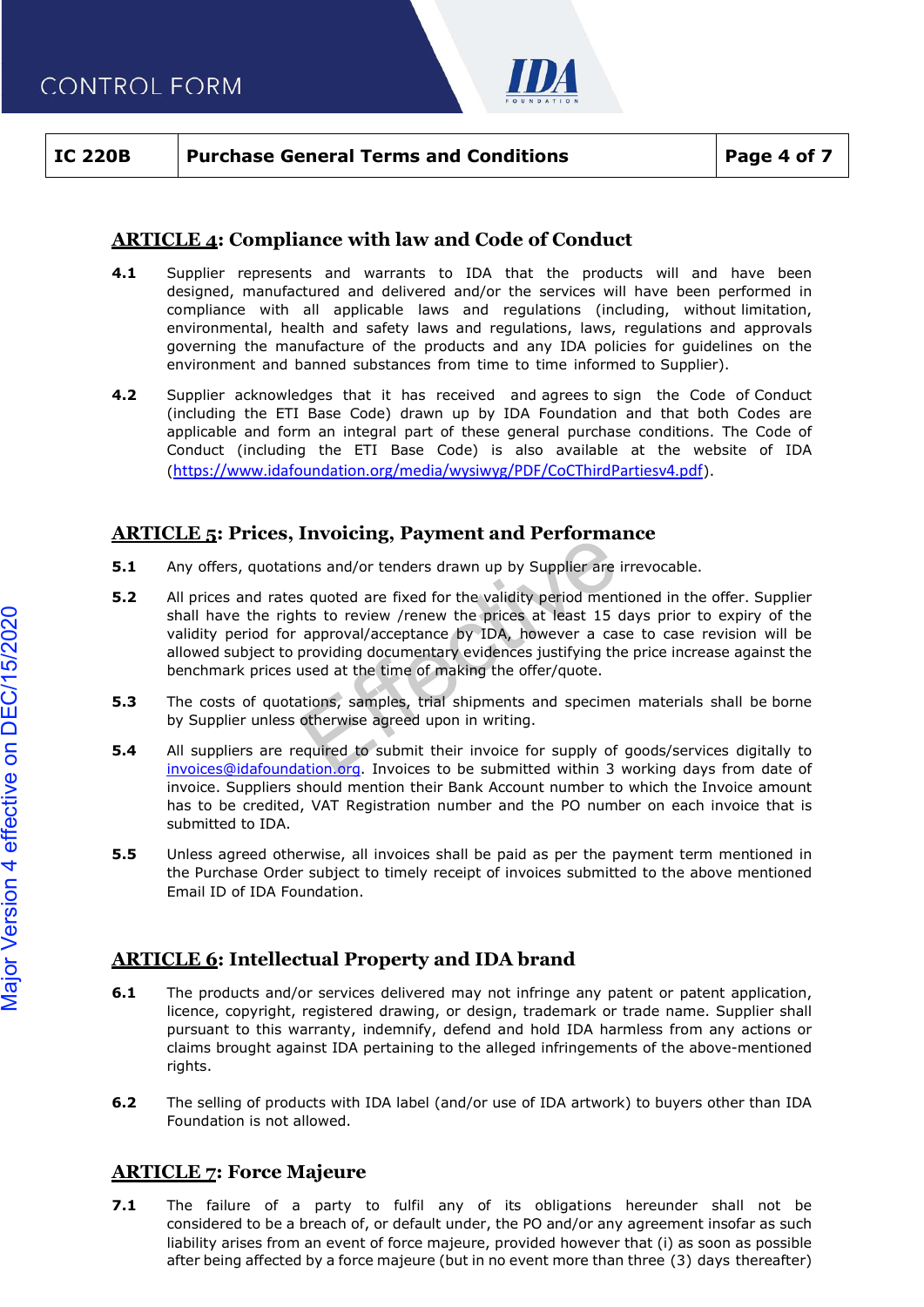## ARTICLE 4: Compliance with law and Code of Conduct

**4.1** Supplier represents and warrants to IDA that the products will and have been designed, manufactured and delivered and/or the services will have been performed in compliance with all applicable laws and regulations (including, without limitation, environmental, health and safety laws and regulations, laws, regulations and approvals governing the manufacture of the products and any IDA policies for guidelines on the environment and banned substances from time to time informed to Supplier).

**4.2** Supplier acknowledges that it has received and agrees to sign the Code of Conduct (including the ETI Base Code) drawn up by IDA Foundation and that both Codes are applicable and form an integral part of these general purchase conditions. The Code of Conduct (including the ETI Base Code) is also available at the website of IDA (https://www.idafoundation.org/media/wysiwyg/PDF/CoCThirdPartiesv4.pdf).

## ARTICLE 5: Prices, Invoicing, Payment and Performance

**5.1** Any offers, quotations and/or tenders drawn up by Supplier are irrevocable.

**5.2** All prices and rates quoted are fixed for the validity period mentioned in the offer. Supplier shall have the rights to review /renew the prices at least 15 days prior to expiry of the validity period for approval/acceptance by IDA, however a case to case revision will be allowed subject to providing documentary evidences justifying the price increase against the benchmark prices used at the time of making the offer/quote.

**5.3** The costs of quotations, samples, trial shipments and specimen materials shall be borne by Supplier unless otherwise agreed upon in writing.

**5.4** All suppliers are required to submit their invoice for supply of goods/services digitally to invoices@idafoundation.org. Invoices to be submitted within 3 working days from date of invoice. Suppliers should mention their Bank Account number to which the Invoice amount has to be credited, VAT Registration number and the PO number on each invoice that is submitted to IDA.

**5.5** Unless agreed otherwise, all invoices shall be paid as per the payment term mentioned in the Purchase Order subject to timely receipt of invoices submitted to the above mentioned Email ID of IDA Foundation.

## ARTICLE 6: Intellectual Property and IDA brand

**6.1** The products and/or services delivered may not infringe any patent or patent application, licence, copyright, registered drawing, or design, trademark or trade name. Supplier shall pursuant to this warranty, indemnify, defend and hold IDA harmless from any actions or claims brought against IDA pertaining to the alleged infringements of the above-mentioned rights.

**6.2** The selling of products with IDA label (and/or use of IDA artwork) to buyers other than IDA Foundation is not allowed.

## ARTICLE 7: Force Majeure

**7.1** The failure of a party to fulfil any of its obligations hereunder shall not be considered to be a breach of, or default under, the PO and/or any agreement insofar as such liability arises from an event of force majeure, provided however that (i) as soon as possible after being affected by a force majeure (but in no event more than three (3) days thereafter)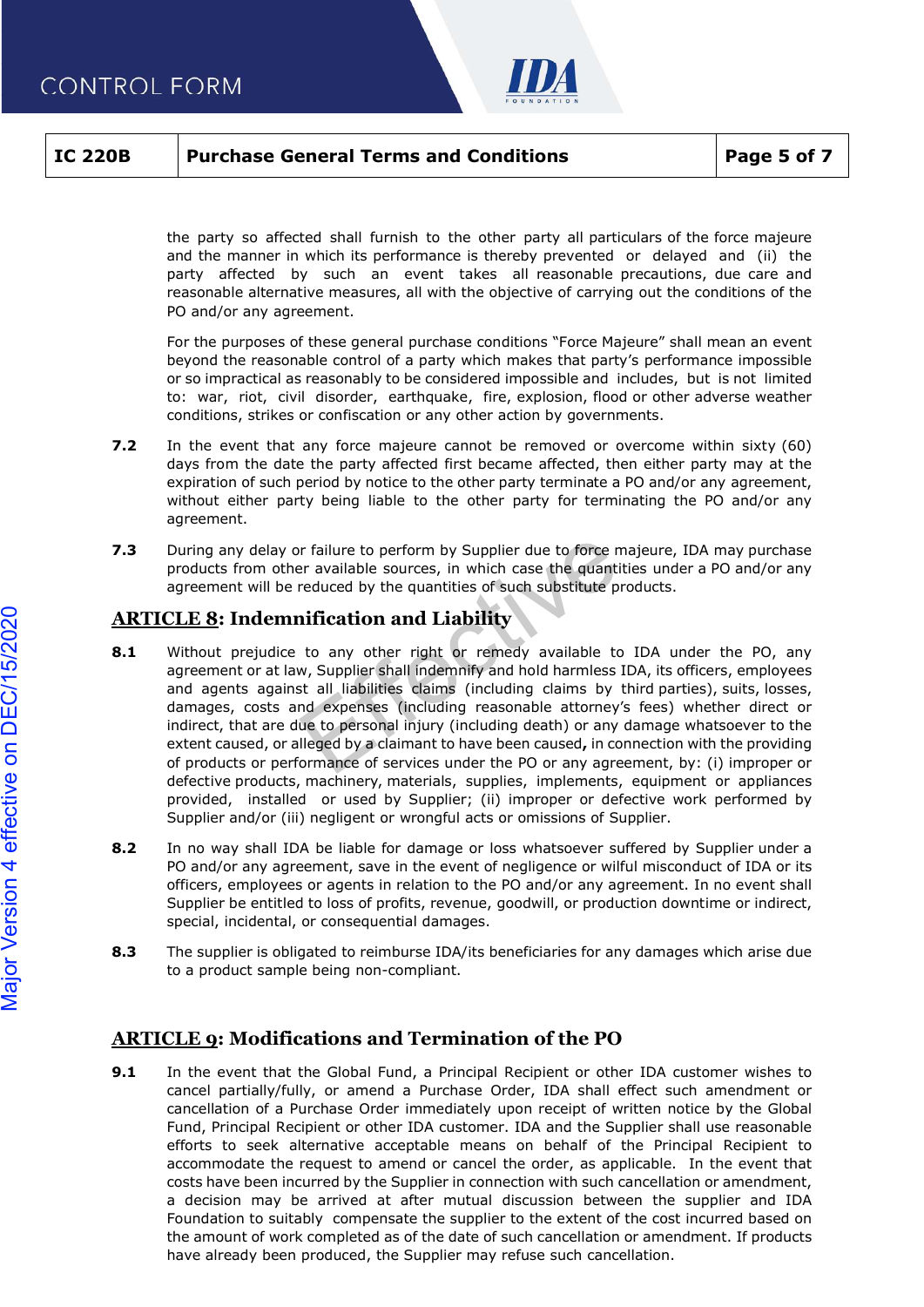the party so affected shall furnish to the other party all particulars of the force majeure and the manner in which its performance is thereby prevented or delayed and (ii) the party affected by such an event takes all reasonable precautions, due care and reasonable alternative measures, all with the objective of carrying out the conditions of the PO and/or any agreement.

For the purposes of these general purchase conditions "Force Majeure" shall mean an event beyond the reasonable control of a party which makes that party's performance impossible or so impractical as reasonably to be considered impossible and includes, but is not limited to: war, riot, civil disorder, earthquake, fire, explosion, flood or other adverse weather conditions, strikes or confiscation or any other action by governments.

**7.2** In the event that any force majeure cannot be removed or overcome within sixty (60) days from the date the party affected first became affected, then either party may at the expiration of such period by notice to the other party terminate a PO and/or any agreement, without either party being liable to the other party for terminating the PO and/or any agreement.

**7.3** During any delay or failure to perform by Supplier due to force majeure, IDA may purchase products from other available sources, in which case the quantities under a PO and/or any agreement will be reduced by the quantities of such substitute products.

## ARTICLE 8: Indemnification and Liability

**8.1** Without prejudice to any other right or remedy available to IDA under the PO, any agreement or at law, Supplier shall indemnify and hold harmless IDA, its officers, employees and agents against all liabilities claims (including claims by third parties), suits, losses, damages, costs and expenses (including reasonable attorney's fees) whether direct or indirect, that are due to personal injury (including death) or any damage whatsoever to the extent caused, or alleged by a claimant to have been caused**,** in connection with the providing of products or performance of services under the PO or any agreement, by: (i) improper or defective products, machinery, materials, supplies, implements, equipment or appliances provided, installed or used by Supplier; (ii) improper or defective work performed by Supplier and/or (iii) negligent or wrongful acts or omissions of Supplier.

**8.2** In no way shall IDA be liable for damage or loss whatsoever suffered by Supplier under a PO and/or any agreement, save in the event of negligence or wilful misconduct of IDA or its officers, employees or agents in relation to the PO and/or any agreement. In no event shall Supplier be entitled to loss of profits, revenue, goodwill, or production downtime or indirect, special, incidental, or consequential damages.

**8.3** The supplier is obligated to reimburse IDA/its beneficiaries for any damages which arise due to a product sample being non-compliant.

## ARTICLE 9: Modifications and Termination of the PO

**9.1** In the event that the Global Fund, a Principal Recipient or other IDA customer wishes to cancel partially/fully, or amend a Purchase Order, IDA shall effect such amendment or cancellation of a Purchase Order immediately upon receipt of written notice by the Global Fund, Principal Recipient or other IDA customer. IDA and the Supplier shall use reasonable efforts to seek alternative acceptable means on behalf of the Principal Recipient to accommodate the request to amend or cancel the order, as applicable. In the event that costs have been incurred by the Supplier in connection with such cancellation or amendment, a decision may be arrived at after mutual discussion between the supplier and IDA Foundation to suitably compensate the supplier to the extent of the cost incurred based on the amount of work completed as of the date of such cancellation or amendment. If products have already been produced, the Supplier may refuse such cancellation.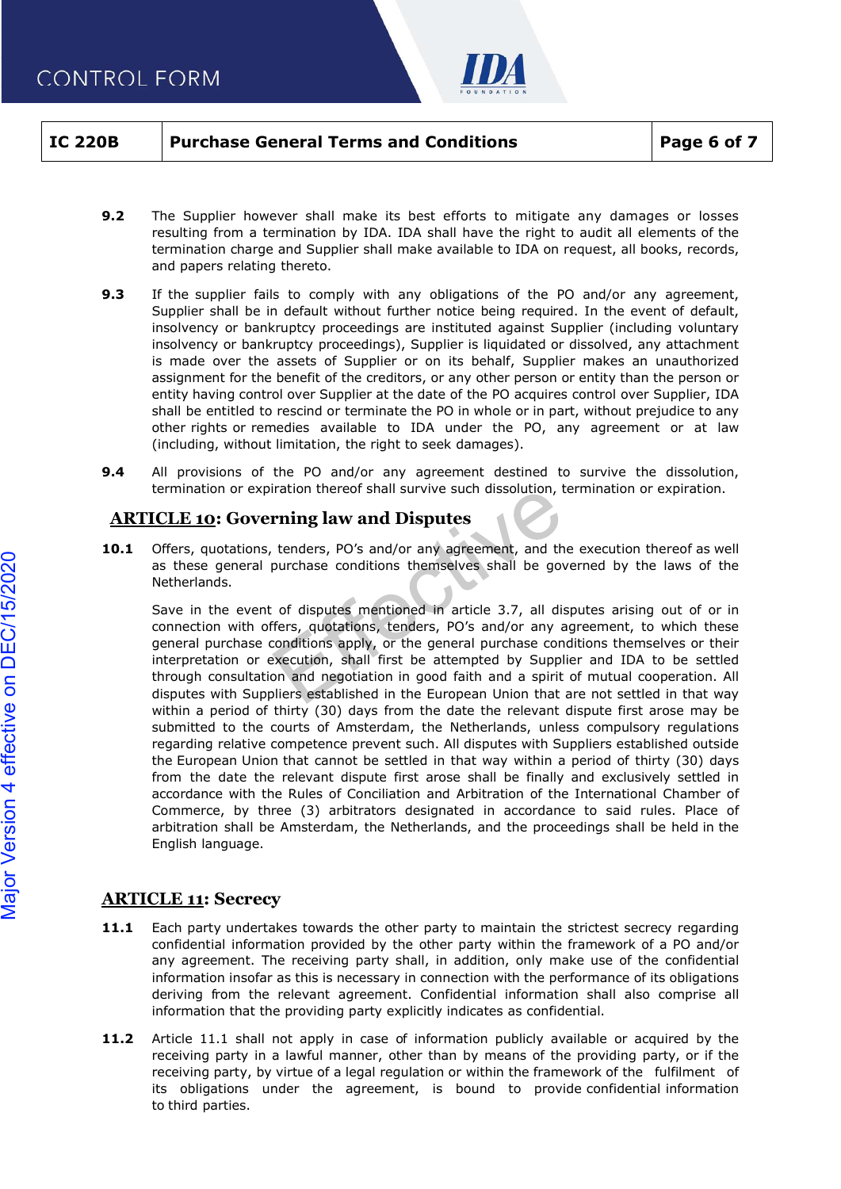**9.2** The Supplier however shall make its best efforts to mitigate any damages or losses resulting from a termination by IDA. IDA shall have the right to audit all elements of the termination charge and Supplier shall make available to IDA on request, all books, records, and papers relating thereto.

**9.3** If the supplier fails to comply with any obligations of the PO and/or any agreement, Supplier shall be in default without further notice being required. In the event of default, insolvency or bankruptcy proceedings are instituted against Supplier (including voluntary insolvency or bankruptcy proceedings), Supplier is liquidated or dissolved, any attachment is made over the assets of Supplier or on its behalf, Supplier makes an unauthorized assignment for the benefit of the creditors, or any other person or entity than the person or entity having control over Supplier at the date of the PO acquires control over Supplier, IDA shall be entitled to rescind or terminate the PO in whole or in part, without prejudice to any other rights or remedies available to IDA under the PO, any agreement or at law (including, without limitation, the right to seek damages).

**9.4** All provisions of the PO and/or any agreement destined to survive the dissolution, termination or expiration thereof shall survive such dissolution, termination or expiration.

## ARTICLE 10: Governing law and Disputes

**10.1** Offers, quotations, tenders, PO's and/or any agreement, and the execution thereof as well as these general purchase conditions themselves shall be governed by the laws of the Netherlands.

Save in the event of disputes mentioned in article 3.7, all disputes arising out of or in connection with offers, quotations, tenders, PO's and/or any agreement, to which these general purchase conditions apply, or the general purchase conditions themselves or their interpretation or execution, shall first be attempted by Supplier and IDA to be settled through consultation and negotiation in good faith and a spirit of mutual cooperation. All disputes with Suppliers established in the European Union that are not settled in that way within a period of thirty (30) days from the date the relevant dispute first arose may be submitted to the courts of Amsterdam, the Netherlands, unless compulsory regulations regarding relative competence prevent such. All disputes with Suppliers established outside the European Union that cannot be settled in that way within a period of thirty (30) days from the date the relevant dispute first arose shall be finally and exclusively settled in accordance with the Rules of Conciliation and Arbitration of the International Chamber of Commerce, by three (3) arbitrators designated in accordance to said rules. Place of arbitration shall be Amsterdam, the Netherlands, and the proceedings shall be held in the English language.

## ARTICLE 11: Secrecy

**11.1** Each party undertakes towards the other party to maintain the strictest secrecy regarding confidential information provided by the other party within the framework of a PO and/or any agreement. The receiving party shall, in addition, only make use of the confidential information insofar as this is necessary in connection with the performance of its obligations deriving from the relevant agreement. Confidential information shall also comprise all information that the providing party explicitly indicates as confidential.

**11.2** Article 11.1 shall not apply in case of information publicly available or acquired by the receiving party in a lawful manner, other than by means of the providing party, or if the receiving party, by virtue of a legal regulation or within the framework of the fulfilment of its obligations under the agreement, is bound to provide confidential information to third parties.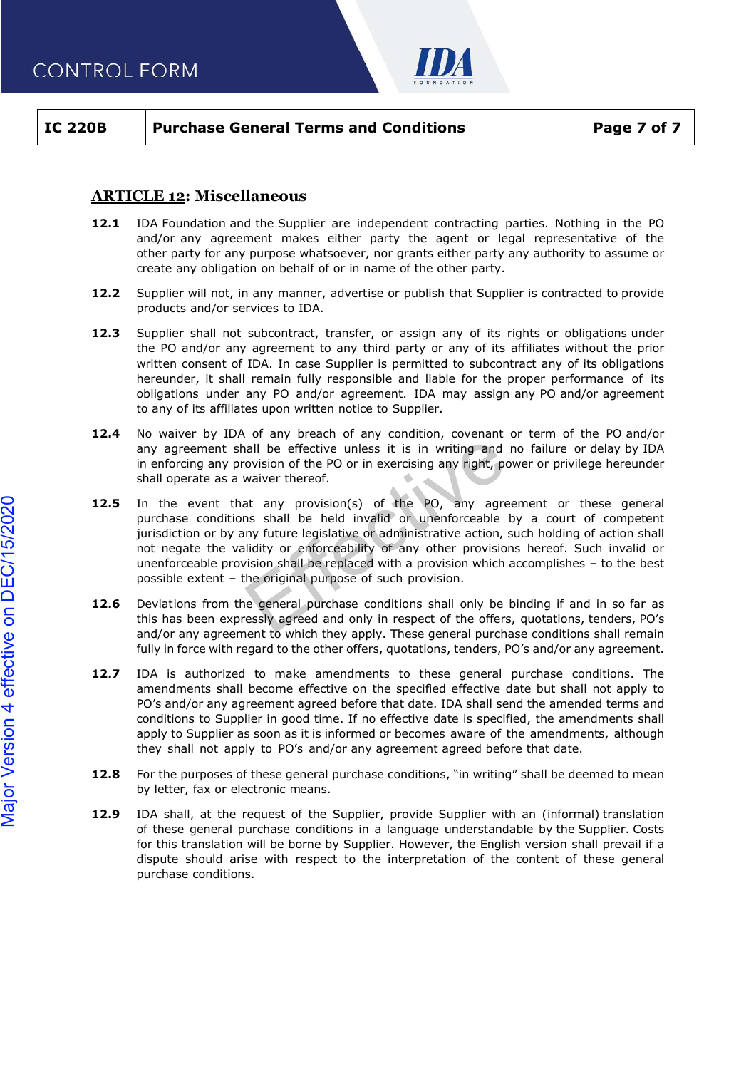## ARTICLE 12: Miscellaneous

**12.1** IDA Foundation and the Supplier are independent contracting parties. Nothing in the PO and/or any agreement makes either party the agent or legal representative of the other party for any purpose whatsoever, nor grants either party any authority to assume or create any obligation on behalf of or in name of the other party.

**12.2** Supplier will not, in any manner, advertise or publish that Supplier is contracted to provide products and/or services to IDA.

**12.3** Supplier shall not subcontract, transfer, or assign any of its rights or obligations under the PO and/or any agreement to any third party or any of its affiliates without the prior written consent of IDA. In case Supplier is permitted to subcontract any of its obligations hereunder, it shall remain fully responsible and liable for the proper performance of its obligations under any PO and/or agreement. IDA may assign any PO and/or agreement to any of its affiliates upon written notice to Supplier.

**12.4** No waiver by IDA of any breach of any condition, covenant or term of the PO and/or any agreement shall be effective unless it is in writing and no failure or delay by IDA in enforcing any provision of the PO or in exercising any right, power or privilege hereunder shall operate as a waiver thereof.

**12.5** In the event that any provision(s) of the PO, any agreement or these general purchase conditions shall be held invalid or unenforceable by a court of competent jurisdiction or by any future legislative or administrative action, such holding of action shall not negate the validity or enforceability of any other provisions hereof. Such invalid or unenforceable provision shall be replaced with a provision which accomplishes – to the best possible extent – the original purpose of such provision.

**12.6** Deviations from the general purchase conditions shall only be binding if and in so far as this has been expressly agreed and only in respect of the offers, quotations, tenders, PO's and/or any agreement to which they apply. These general purchase conditions shall remain fully in force with regard to the other offers, quotations, tenders, PO's and/or any agreement.

**12.7** IDA is authorized to make amendments to these general purchase conditions. The amendments shall become effective on the specified effective date but shall not apply to PO's and/or any agreement agreed before that date. IDA shall send the amended terms and conditions to Supplier in good time. If no effective date is specified, the amendments shall apply to Supplier as soon as it is informed or becomes aware of the amendments, although they shall not apply to PO's and/or any agreement agreed before that date.

**12.8** For the purposes of these general purchase conditions, "in writing" shall be deemed to mean by letter, fax or electronic means.

**12.9** IDA shall, at the request of the Supplier, provide Supplier with an (informal) translation of these general purchase conditions in a language understandable by the Supplier. Costs for this translation will be borne by Supplier. However, the English version shall prevail if a dispute should arise with respect to the interpretation of the content of these general purchase conditions.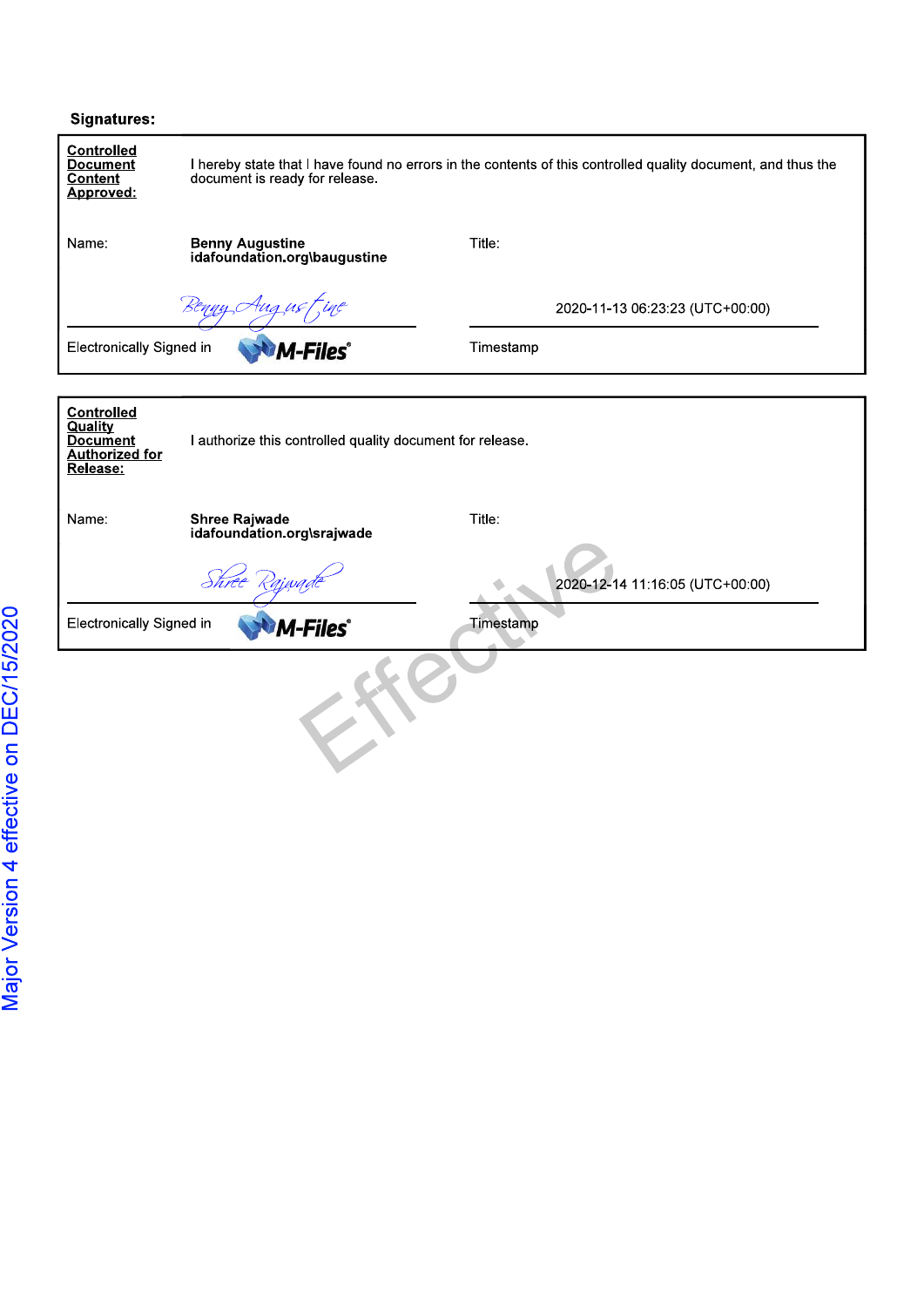**Signatures:**

| | | | |
|---|---|---|---|
| **Controlled Document Content Approved:** | I hereby state that I have found no errors in the contents of this controlled quality document, and thus the document is ready for release. | | |
| Name: | **Benny Augustine** **idafoundation.org\baugustine** | Title: | |
| Electronically Signed in M-Files® | | 2020-11-13 06:23:23 (UTC+00:00) Timestamp | |

| | | | |
|---|---|---|---|
| **Controlled Quality Document Authorized for Release:** | I authorize this controlled quality document for release. | | |
| Name: | **Shree Rajwade** **idafoundation.org\srajwade** | Title: | |
| Electronically Signed in M-Files® | | 2020-12-14 11:16:05 (UTC+00:00) Timestamp | |

Effective

Major Version 4 effective on DEC/15/2020